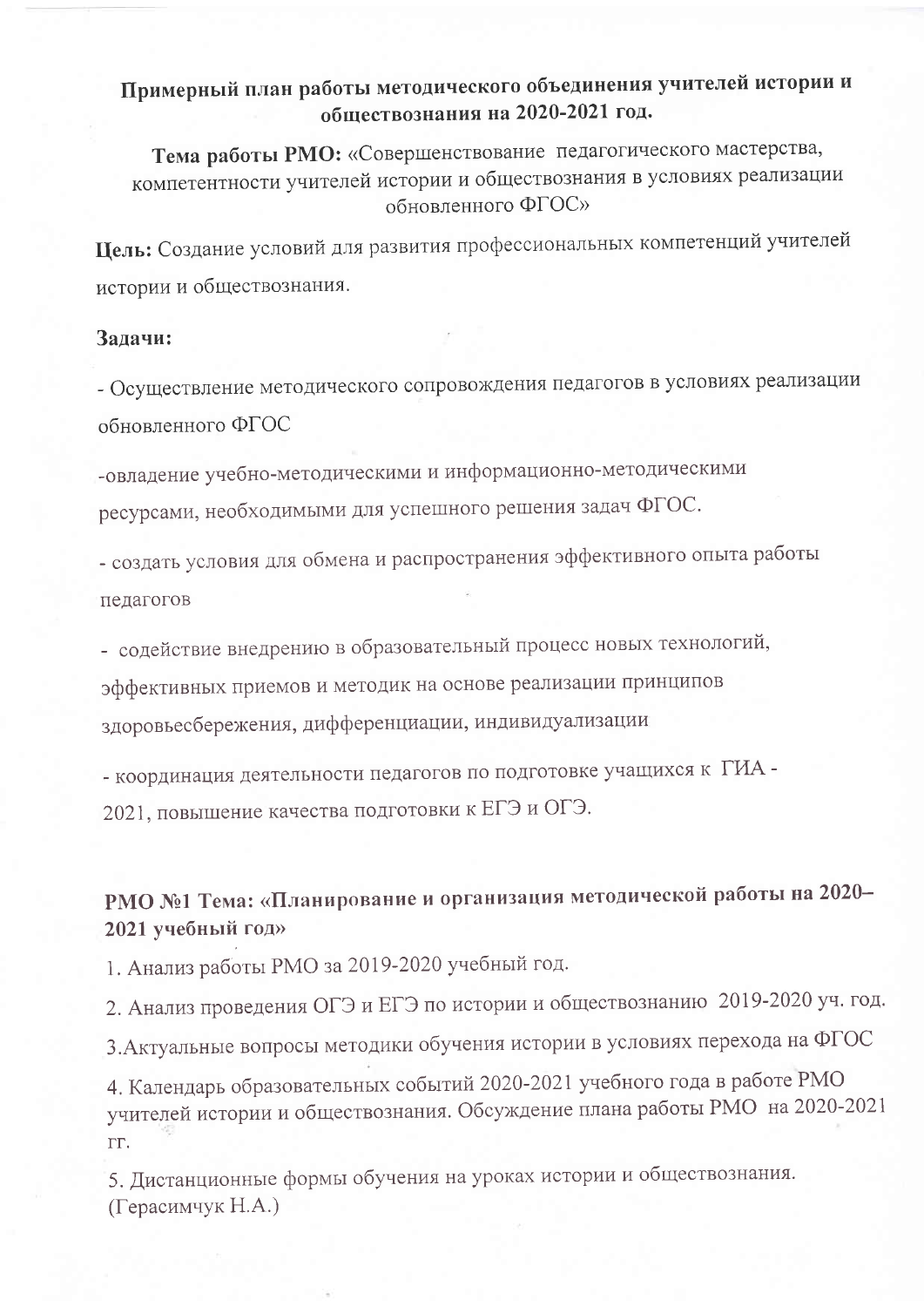# Примерный план работы методического объединения учителей истории и обществознания на 2020-2021 год.

**Тема работы РМО:** «Совершенствование педагогического мастерства, компетентности учителей истории и обществознания в условиях реализации обновленного ФГОС»

**Цель:** Создание условий для развития профессиональных компетенций учителей истории и обществознания.

**Задачи:**

- Осуществление методического сопровождения педагогов в условиях реализации обновленного ФГОС
- овладение учебно-методическими и информационно-методическими ресурсами, необходимыми для успешного решения задач ФГОС.
- создать условия для обмена и распространения эффективного опыта работы педагогов
- содействие внедрению в образовательный процесс новых технологий, эффективных приемов и методик на основе реализации принципов здоровьесбережения, дифференциации, индивидуализации
- координация деятельности педагогов по подготовке учащихся к ГИА - 2021, повышение качества подготовки к ЕГЭ и ОГЭ.

## РМО №1 Тема: «Планирование и организация методической работы на 2020–2021 учебный год»

1. Анализ работы РМО за 2019-2020 учебный год.
2. Анализ проведения ОГЭ и ЕГЭ по истории и обществознанию 2019-2020 уч. год.
3. Актуальные вопросы методики обучения истории в условиях перехода на ФГОС
4. Календарь образовательных событий 2020-2021 учебного года в работе РМО учителей истории и обществознания. Обсуждение плана работы РМО на 2020-2021 гг.
5. Дистанционные формы обучения на уроках истории и обществознания. (Герасимчук Н.А.)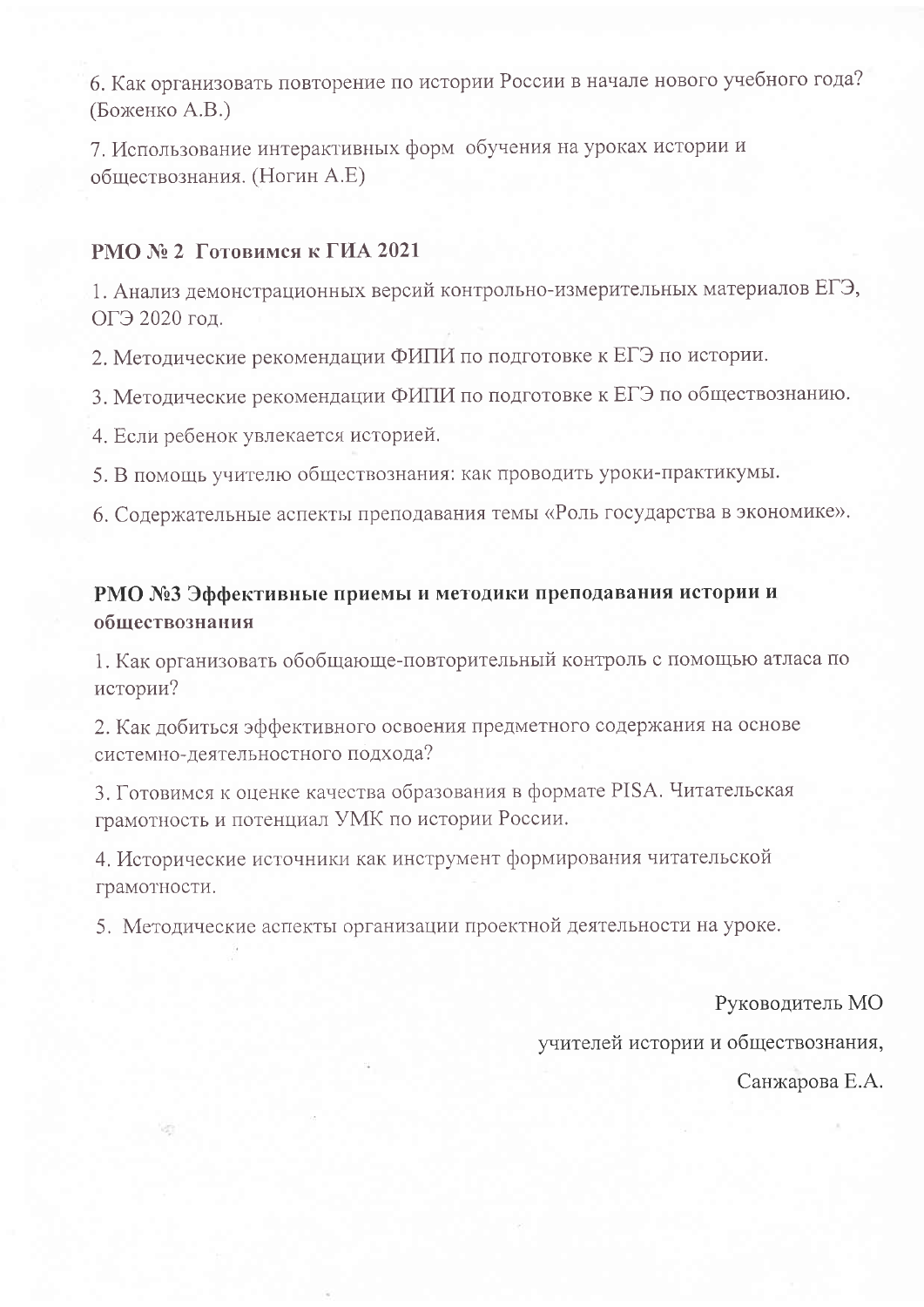6. Как организовать повторение по истории России в начале нового учебного года? (Боженко А.В.)

7. Использование интерактивных форм обучения на уроках истории и обществознания. (Ногин А.Е)

### РМО № 2 Готовимся к ГИА 2021

1. Анализ демонстрационных версий контрольно-измерительных материалов ЕГЭ, ОГЭ 2020 год.

2. Методические рекомендации ФИПИ по подготовке к ЕГЭ по истории.

3. Методические рекомендации ФИПИ по подготовке к ЕГЭ по обществознанию.

4. Если ребенок увлекается историей.

5. В помощь учителю обществознания: как проводить уроки-практикумы.

6. Содержательные аспекты преподавания темы «Роль государства в экономике».

### РМО №3 Эффективные приемы и методики преподавания истории и обществознания

1. Как организовать обобщающе-повторительный контроль с помощью атласа по истории?

2. Как добиться эффективного освоения предметного содержания на основе системно-деятельностного подхода?

3. Готовимся к оценке качества образования в формате PISA. Читательская грамотность и потенциал УМК по истории России.

4. Исторические источники как инструмент формирования читательской грамотности.

5. Методические аспекты организации проектной деятельности на уроке.

Руководитель МО

учителей истории и обществознания,

Санжарова Е.А.